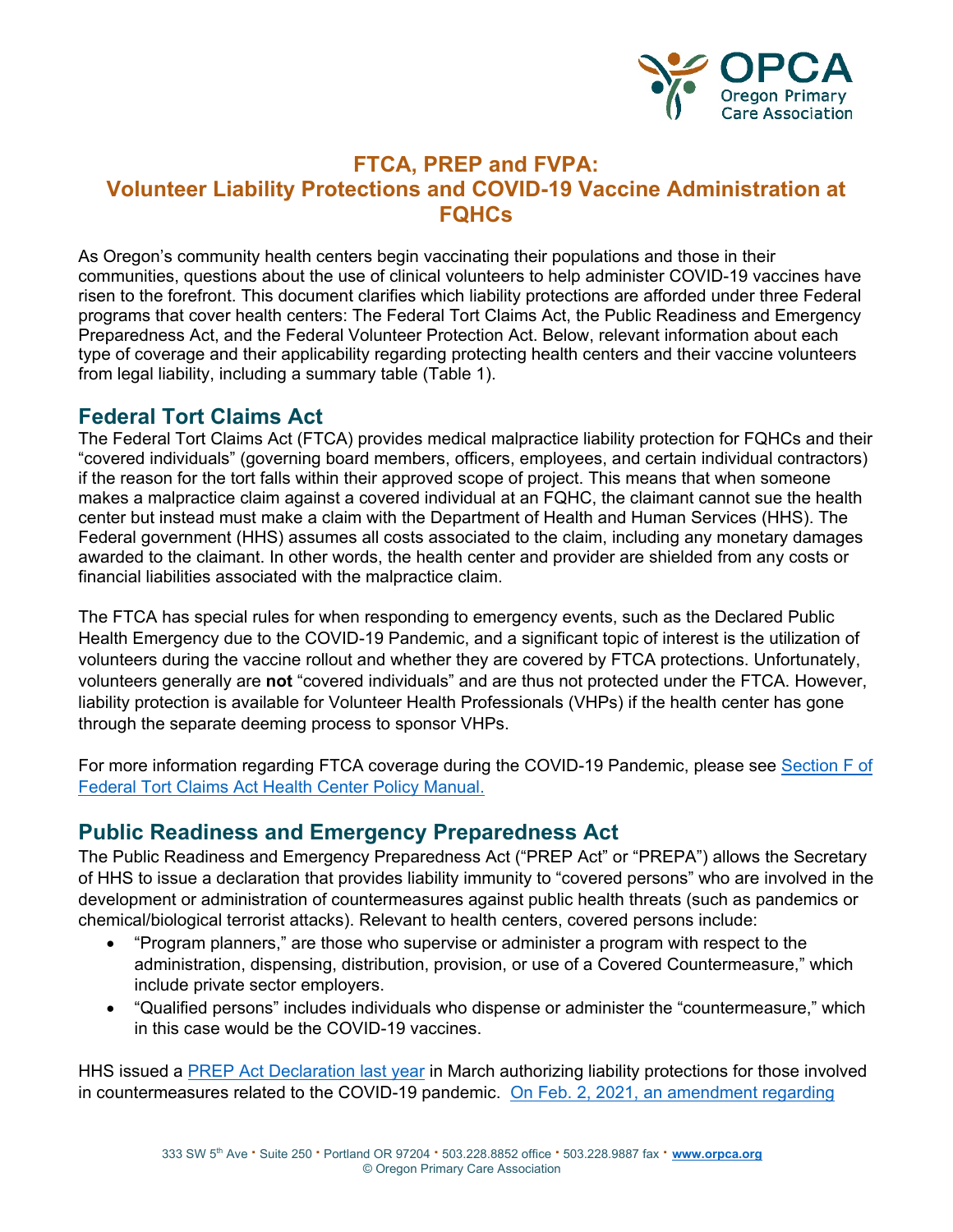# FTCA, PREP and FVPA: Volunteer Liability Protections and COVID-19 Vaccine Administration at FQHCs

As Oregon's community health centers begin vaccinating their populations and those in their communities, questions about the use of clinical volunteers to help administer COVID-19 vaccines have risen to the forefront. This document clarifies which liability protections are afforded under three Federal programs that cover health centers: The Federal Tort Claims Act, the Public Readiness and Emergency Preparedness Act, and the Federal Volunteer Protection Act. Below, relevant information about each type of coverage and their applicability regarding protecting health centers and their vaccine volunteers from legal liability, including a summary table (Table 1).

## Federal Tort Claims Act

The Federal Tort Claims Act (FTCA) provides medical malpractice liability protection for FQHCs and their "covered individuals" (governing board members, officers, employees, and certain individual contractors) if the reason for the tort falls within their approved scope of project. This means that when someone makes a malpractice claim against a covered individual at an FQHC, the claimant cannot sue the health center but instead must make a claim with the Department of Health and Human Services (HHS). The Federal government (HHS) assumes all costs associated to the claim, including any monetary damages awarded to the claimant. In other words, the health center and provider are shielded from any costs or financial liabilities associated with the malpractice claim.

The FTCA has special rules for when responding to emergency events, such as the Declared Public Health Emergency due to the COVID-19 Pandemic, and a significant topic of interest is the utilization of volunteers during the vaccine rollout and whether they are covered by FTCA protections. Unfortunately, volunteers generally are **not** "covered individuals" and are thus not protected under the FTCA. However, liability protection is available for Volunteer Health Professionals (VHPs) if the health center has gone through the separate deeming process to sponsor VHPs.

For more information regarding FTCA coverage during the COVID-19 Pandemic, please see [Section F of Federal Tort Claims Act Health Center Policy Manual.]()

## Public Readiness and Emergency Preparedness Act

The Public Readiness and Emergency Preparedness Act ("PREP Act" or "PREPA") allows the Secretary of HHS to issue a declaration that provides liability immunity to "covered persons" who are involved in the development or administration of countermeasures against public health threats (such as pandemics or chemical/biological terrorist attacks). Relevant to health centers, covered persons include:

- "Program planners," are those who supervise or administer a program with respect to the administration, dispensing, distribution, provision, or use of a Covered Countermeasure," which include private sector employers.
- "Qualified persons" includes individuals who dispense or administer the "countermeasure," which in this case would be the COVID-19 vaccines.

HHS issued a [PREP Act Declaration last year]() in March authorizing liability protections for those involved in countermeasures related to the COVID-19 pandemic. [On Feb. 2, 2021, an amendment regarding]()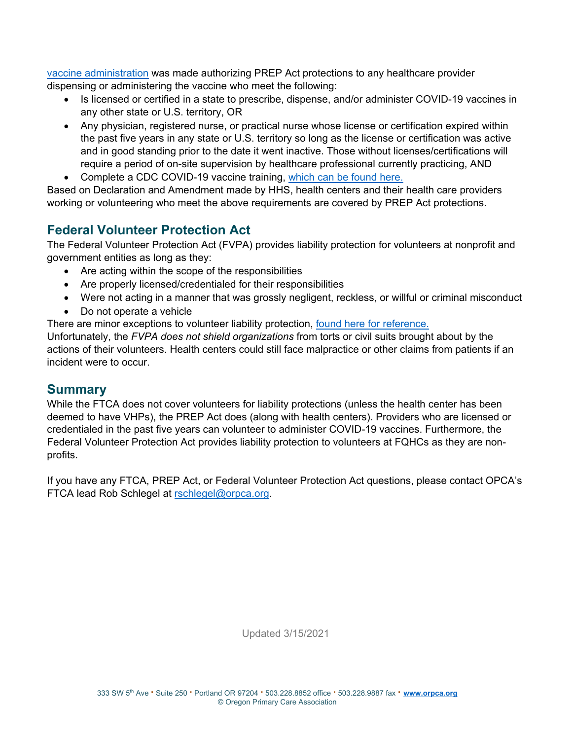[vaccine administration] was made authorizing PREP Act protections to any healthcare provider dispensing or administering the vaccine who meet the following:

- Is licensed or certified in a state to prescribe, dispense, and/or administer COVID-19 vaccines in any other state or U.S. territory, OR
- Any physician, registered nurse, or practical nurse whose license or certification expired within the past five years in any state or U.S. territory so long as the license or certification was active and in good standing prior to the date it went inactive. Those without licenses/certifications will require a period of on-site supervision by healthcare professional currently practicing, AND
- Complete a CDC COVID-19 vaccine training, which can be found here.

Based on Declaration and Amendment made by HHS, health centers and their health care providers working or volunteering who meet the above requirements are covered by PREP Act protections.

## Federal Volunteer Protection Act

The Federal Volunteer Protection Act (FVPA) provides liability protection for volunteers at nonprofit and government entities as long as they:

- Are acting within the scope of the responsibilities
- Are properly licensed/credentialed for their responsibilities
- Were not acting in a manner that was grossly negligent, reckless, or willful or criminal misconduct
- Do not operate a vehicle

There are minor exceptions to volunteer liability protection, found here for reference.

Unfortunately, the *FVPA does not shield organizations* from torts or civil suits brought about by the actions of their volunteers. Health centers could still face malpractice or other claims from patients if an incident were to occur.

## Summary

While the FTCA does not cover volunteers for liability protections (unless the health center has been deemed to have VHPs), the PREP Act does (along with health centers). Providers who are licensed or credentialed in the past five years can volunteer to administer COVID-19 vaccines. Furthermore, the Federal Volunteer Protection Act provides liability protection to volunteers at FQHCs as they are non-profits.

If you have any FTCA, PREP Act, or Federal Volunteer Protection Act questions, please contact OPCA's FTCA lead Rob Schlegel at rschlegel@orpca.org.

Updated 3/15/2021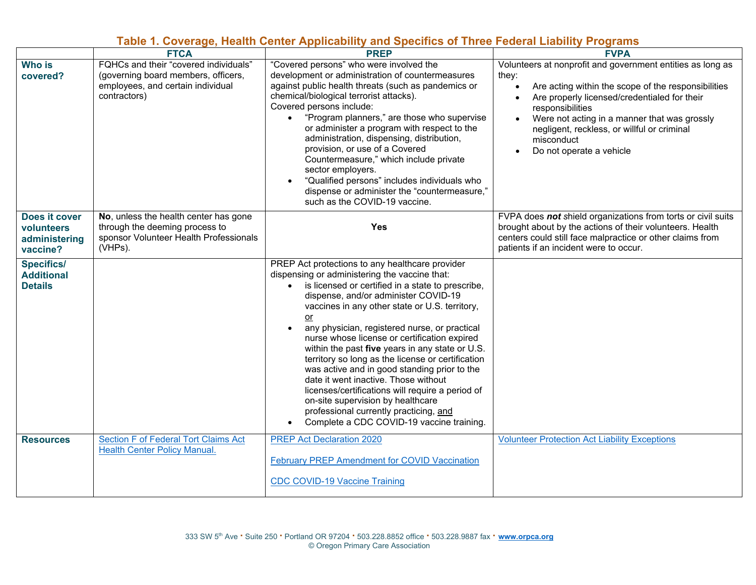## Table 1. Coverage, Health Center Applicability and Specifics of Three Federal Liability Programs

| | FTCA | PREP | FVPA |
|---|---|---|---|
| **Who is covered?** | FQHCs and their "covered individuals" (governing board members, officers, employees, and certain individual contractors) | "Covered persons" who were involved the development or administration of countermeasures against public health threats (such as pandemics or chemical/biological terrorist attacks).<br>Covered persons include:<br>• "Program planners," are those who supervise or administer a program with respect to the administration, dispensing, distribution, provision, or use of a Covered Countermeasure," which include private sector employers.<br>• "Qualified persons" includes individuals who dispense or administer the "countermeasure," such as the COVID-19 vaccine. | Volunteers at nonprofit and government entities as long as they:<br>• Are acting within the scope of the responsibilities<br>• Are properly licensed/credentialed for their responsibilities<br>• Were not acting in a manner that was grossly negligent, reckless, or willful or criminal misconduct<br>• Do not operate a vehicle |
| **Does it cover volunteers administering vaccine?** | **No**, unless the health center has gone through the deeming process to sponsor Volunteer Health Professionals (VHPs). | **Yes** | FVPA does ***not*** shield organizations from torts or civil suits brought about by the actions of their volunteers. Health centers could still face malpractice or other claims from patients if an incident were to occur. |
| **Specifics/ Additional Details** | | PREP Act protections to any healthcare provider dispensing or administering the vaccine that:<br>• is licensed or certified in a state to prescribe, dispense, and/or administer COVID-19 vaccines in any other state or U.S. territory, or<br>• any physician, registered nurse, or practical nurse whose license or certification expired within the past **five** years in any state or U.S. territory so long as the license or certification was active and in good standing prior to the date it went inactive. Those without licenses/certifications will require a period of on-site supervision by healthcare professional currently practicing, and<br>• Complete a CDC COVID-19 vaccine training. | |
| **Resources** | Section F of Federal Tort Claims Act Health Center Policy Manual. | PREP Act Declaration 2020<br><br>February PREP Amendment for COVID Vaccination<br><br>CDC COVID-19 Vaccine Training | Volunteer Protection Act Liability Exceptions |

333 SW 5th Ave · Suite 250 · Portland OR 97204 · 503.228.8852 office · 503.228.9887 fax · www.orpca.org
© Oregon Primary Care Association